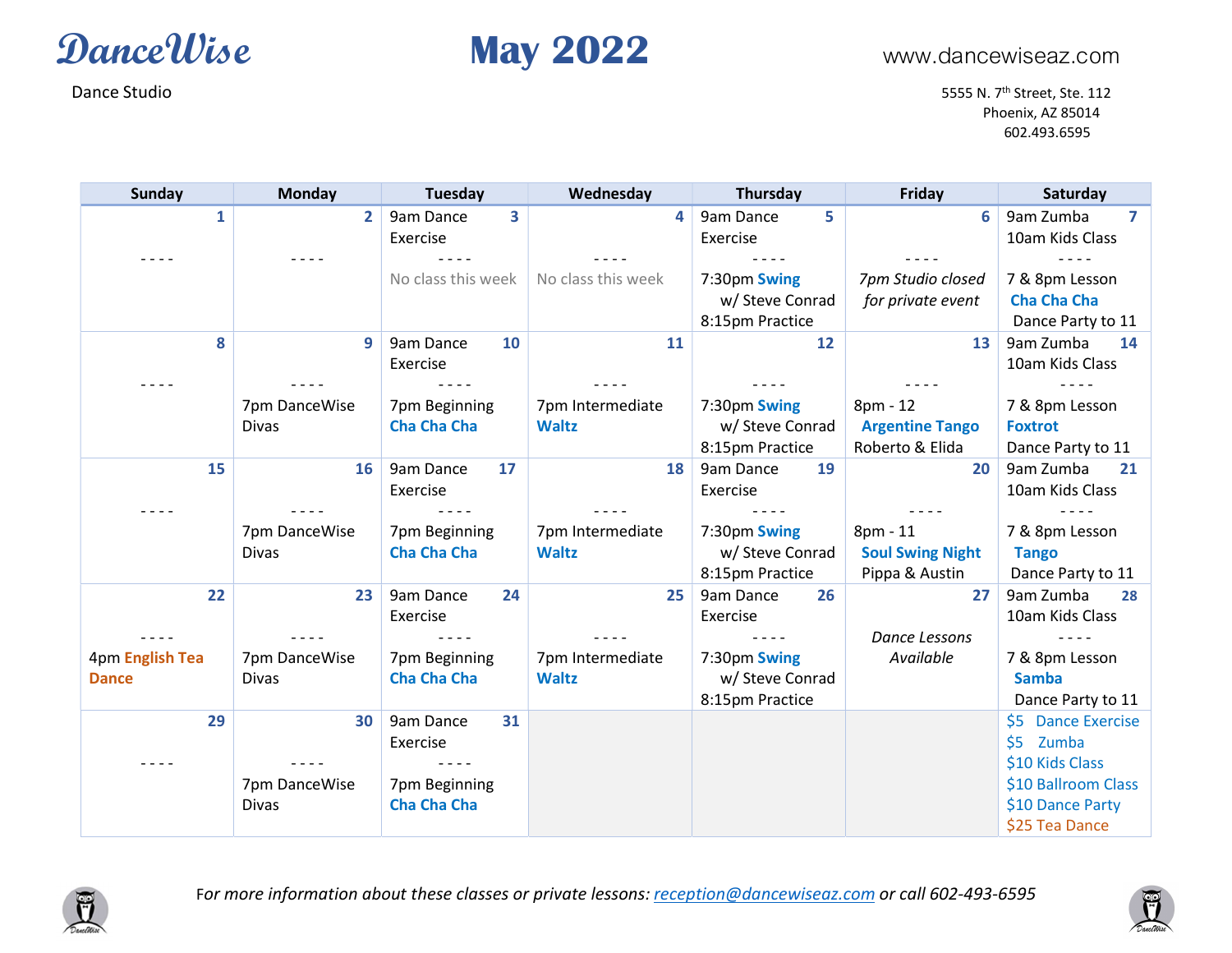# DanceWise

Dance Studio

# May 2022

www.dancewiseaz.com

5555 N. 7th Street, Ste. 112
Phoenix, AZ 85014
602.493.6595

| Sunday | Monday | Tuesday | Wednesday | Thursday | Friday | Saturday |
|---|---|---|---|---|---|---|
| **1**<br>- - - - | **2**<br>- - - - | **3**<br>9am Dance Exercise<br>- - - -<br>No class this week | **4**<br>- - - -<br>No class this week | **5**<br>9am Dance Exercise<br>- - - -<br>7:30pm **Swing** w/ Steve Conrad<br>8:15pm Practice | **6**<br>- - - -<br>*7pm Studio closed for private event* | **7**<br>9am Zumba<br>10am Kids Class<br>- - - -<br>7 & 8pm Lesson<br>**Cha Cha Cha**<br>Dance Party to 11 |
| **8**<br>- - - - | **9**<br>- - - -<br>7pm DanceWise Divas | **10**<br>9am Dance Exercise<br>- - - -<br>7pm Beginning **Cha Cha Cha** | **11**<br>- - - -<br>7pm Intermediate **Waltz** | **12**<br>- - - -<br>7:30pm **Swing** w/ Steve Conrad<br>8:15pm Practice | **13**<br>- - - -<br>8pm - 12<br>**Argentine Tango**<br>Roberto & Elida | **14**<br>9am Zumba<br>10am Kids Class<br>- - - -<br>7 & 8pm Lesson<br>**Foxtrot**<br>Dance Party to 11 |
| **15**<br>- - - - | **16**<br>- - - -<br>7pm DanceWise Divas | **17**<br>9am Dance Exercise<br>- - - -<br>7pm Beginning **Cha Cha Cha** | **18**<br>- - - -<br>7pm Intermediate **Waltz** | **19**<br>9am Dance Exercise<br>- - - -<br>7:30pm **Swing** w/ Steve Conrad<br>8:15pm Practice | **20**<br>- - - -<br>8pm - 11<br>**Soul Swing Night**<br>Pippa & Austin | **21**<br>9am Zumba<br>10am Kids Class<br>- - - -<br>7 & 8pm Lesson<br>**Tango**<br>Dance Party to 11 |
| **22**<br>- - - -<br>4pm **English Tea Dance** | **23**<br>- - - -<br>7pm DanceWise Divas | **24**<br>9am Dance Exercise<br>- - - -<br>7pm Beginning **Cha Cha Cha** | **25**<br>- - - -<br>7pm Intermediate **Waltz** | **26**<br>9am Dance Exercise<br>- - - -<br>7:30pm **Swing** w/ Steve Conrad<br>8:15pm Practice | **27**<br>*Dance Lessons Available* | **28**<br>9am Zumba<br>10am Kids Class<br>- - - -<br>7 & 8pm Lesson<br>**Samba**<br>Dance Party to 11 |
| **29**<br>- - - - | **30**<br>- - - -<br>7pm DanceWise Divas | **31**<br>9am Dance Exercise<br>- - - -<br>7pm Beginning **Cha Cha Cha** | | | | $5 Dance Exercise<br>$5 Zumba<br>$10 Kids Class<br>$10 Ballroom Class<br>$10 Dance Party<br>$25 Tea Dance |

*For more information about these classes or private lessons: reception@dancewiseaz.com or call 602-493-6595*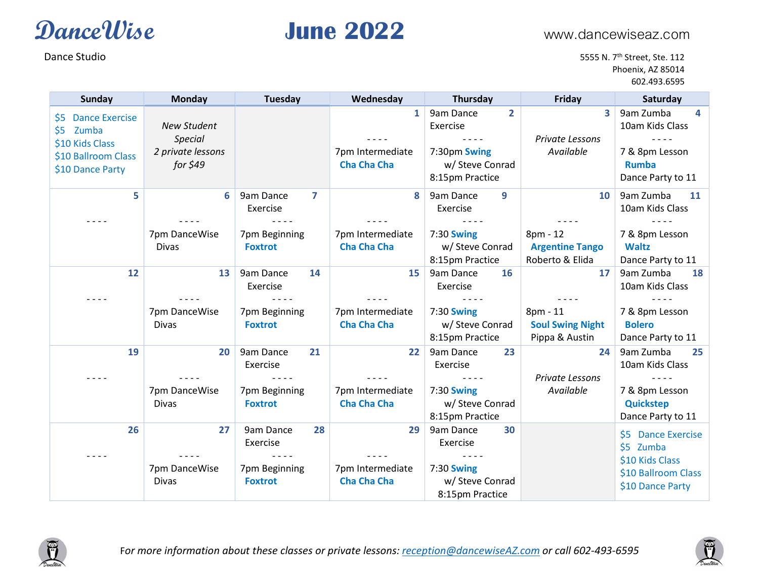# DanceWise

Dance Studio

# June 2022

www.dancewiseaz.com

5555 N. 7th Street, Ste. 112
Phoenix, AZ 85014
602.493.6595

| Sunday | Monday | Tuesday | Wednesday | Thursday | Friday | Saturday |
|---|---|---|---|---|---|---|
| $5 Dance Exercise<br>$5 Zumba<br>$10 Kids Class<br>$10 Ballroom Class<br>$10 Dance Party | *New Student Special 2 private lessons for $49* | | 1<br>- - - -<br>7pm Intermediate **Cha Cha Cha** | 2<br>9am Dance Exercise<br>- - - -<br>7:30pm **Swing** w/ Steve Conrad<br>8:15pm Practice | 3<br>*Private Lessons Available* | 4<br>9am Zumba<br>10am Kids Class<br>- - - -<br>7 & 8pm Lesson **Rumba**<br>Dance Party to 11 |
| 5<br>- - - - | 6<br>- - - -<br>7pm DanceWise Divas | 7<br>9am Dance Exercise<br>- - - -<br>7pm Beginning **Foxtrot** | 8<br>- - - -<br>7pm Intermediate **Cha Cha Cha** | 9<br>9am Dance Exercise<br>- - - -<br>7:30 **Swing** w/ Steve Conrad<br>8:15pm Practice | 10<br>- - - -<br>8pm - 12 **Argentine Tango**<br>Roberto & Elida | 11<br>9am Zumba<br>10am Kids Class<br>- - - -<br>7 & 8pm Lesson **Waltz**<br>Dance Party to 11 |
| 12<br>- - - - | 13<br>- - - -<br>7pm DanceWise Divas | 14<br>9am Dance Exercise<br>- - - -<br>7pm Beginning **Foxtrot** | 15<br>- - - -<br>7pm Intermediate **Cha Cha Cha** | 16<br>9am Dance Exercise<br>- - - -<br>7:30 **Swing** w/ Steve Conrad<br>8:15pm Practice | 17<br>- - - -<br>8pm - 11 **Soul Swing Night**<br>Pippa & Austin | 18<br>9am Zumba<br>10am Kids Class<br>- - - -<br>7 & 8pm Lesson **Bolero**<br>Dance Party to 11 |
| 19<br>- - - - | 20<br>- - - -<br>7pm DanceWise Divas | 21<br>9am Dance Exercise<br>- - - -<br>7pm Beginning **Foxtrot** | 22<br>- - - -<br>7pm Intermediate **Cha Cha Cha** | 23<br>9am Dance Exercise<br>- - - -<br>7:30 **Swing** w/ Steve Conrad<br>8:15pm Practice | 24<br>*Private Lessons Available* | 25<br>9am Zumba<br>10am Kids Class<br>- - - -<br>7 & 8pm Lesson **Quickstep**<br>Dance Party to 11 |
| 26<br>- - - - | 27<br>- - - -<br>7pm DanceWise Divas | 28<br>9am Dance Exercise<br>- - - -<br>7pm Beginning **Foxtrot** | 29<br>- - - -<br>7pm Intermediate **Cha Cha Cha** | 30<br>9am Dance Exercise<br>- - - -<br>7:30 **Swing** w/ Steve Conrad<br>8:15pm Practice | | $5 Dance Exercise<br>$5 Zumba<br>$10 Kids Class<br>$10 Ballroom Class<br>$10 Dance Party |

*For more information about these classes or private lessons: reception@dancewiseAZ.com or call 602-493-6595*